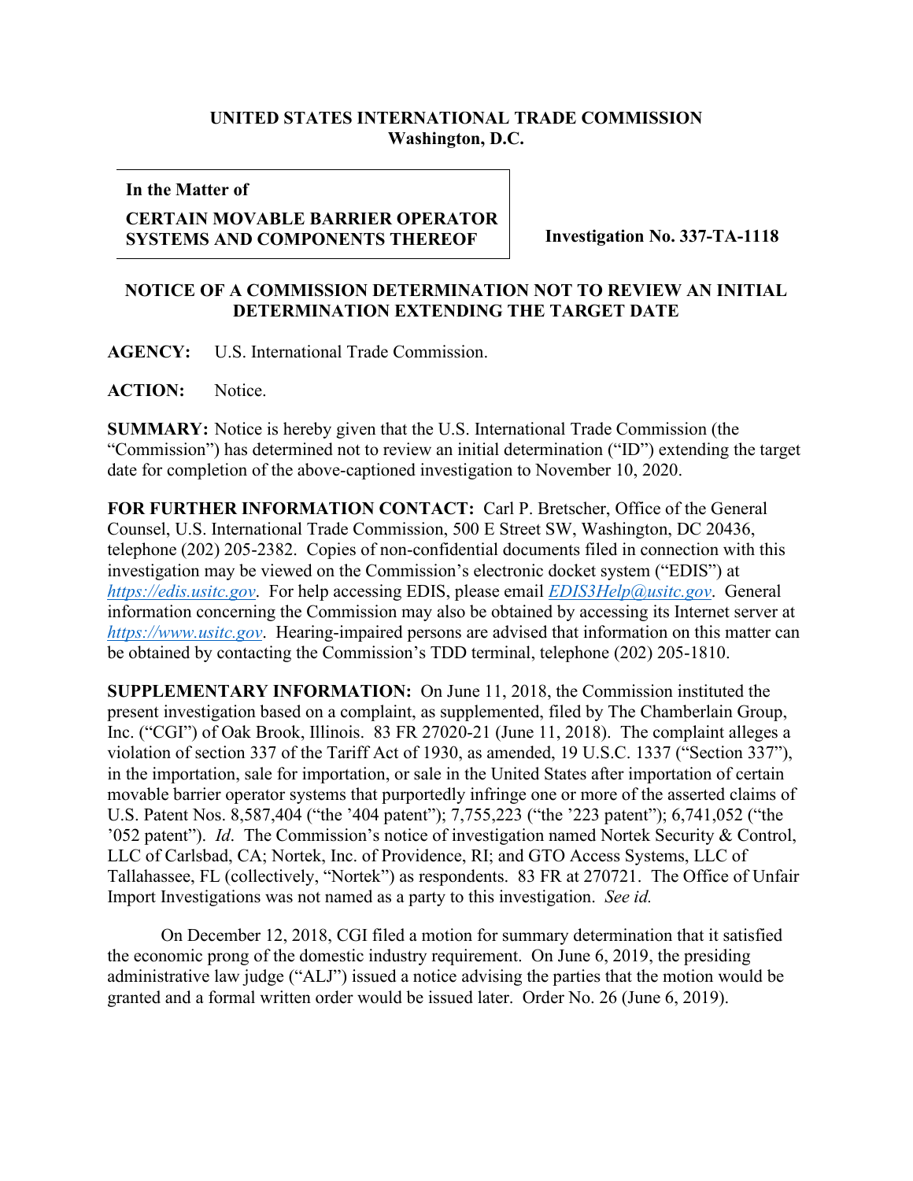**UNITED STATES INTERNATIONAL TRADE COMMISSION**
**Washington, D.C.**

| **In the Matter of** **CERTAIN MOVABLE BARRIER OPERATOR SYSTEMS AND COMPONENTS THEREOF** | **Investigation No. 337-TA-1118** |
|---|---|

## NOTICE OF A COMMISSION DETERMINATION NOT TO REVIEW AN INITIAL DETERMINATION EXTENDING THE TARGET DATE

**AGENCY:** U.S. International Trade Commission.

**ACTION:** Notice.

**SUMMARY:** Notice is hereby given that the U.S. International Trade Commission (the "Commission") has determined not to review an initial determination ("ID") extending the target date for completion of the above-captioned investigation to November 10, 2020.

**FOR FURTHER INFORMATION CONTACT:** Carl P. Bretscher, Office of the General Counsel, U.S. International Trade Commission, 500 E Street SW, Washington, DC 20436, telephone (202) 205-2382. Copies of non-confidential documents filed in connection with this investigation may be viewed on the Commission's electronic docket system ("EDIS") at *https://edis.usitc.gov*. For help accessing EDIS, please email *EDIS3Help@usitc.gov*. General information concerning the Commission may also be obtained by accessing its Internet server at *https://www.usitc.gov*. Hearing-impaired persons are advised that information on this matter can be obtained by contacting the Commission's TDD terminal, telephone (202) 205-1810.

**SUPPLEMENTARY INFORMATION:** On June 11, 2018, the Commission instituted the present investigation based on a complaint, as supplemented, filed by The Chamberlain Group, Inc. ("CGI") of Oak Brook, Illinois. 83 FR 27020-21 (June 11, 2018). The complaint alleges a violation of section 337 of the Tariff Act of 1930, as amended, 19 U.S.C. 1337 ("Section 337"), in the importation, sale for importation, or sale in the United States after importation of certain movable barrier operator systems that purportedly infringe one or more of the asserted claims of U.S. Patent Nos. 8,587,404 ("the '404 patent"); 7,755,223 ("the '223 patent"); 6,741,052 ("the '052 patent"). *Id*. The Commission's notice of investigation named Nortek Security & Control, LLC of Carlsbad, CA; Nortek, Inc. of Providence, RI; and GTO Access Systems, LLC of Tallahassee, FL (collectively, "Nortek") as respondents. 83 FR at 270721. The Office of Unfair Import Investigations was not named as a party to this investigation. *See id.*

On December 12, 2018, CGI filed a motion for summary determination that it satisfied the economic prong of the domestic industry requirement. On June 6, 2019, the presiding administrative law judge ("ALJ") issued a notice advising the parties that the motion would be granted and a formal written order would be issued later. Order No. 26 (June 6, 2019).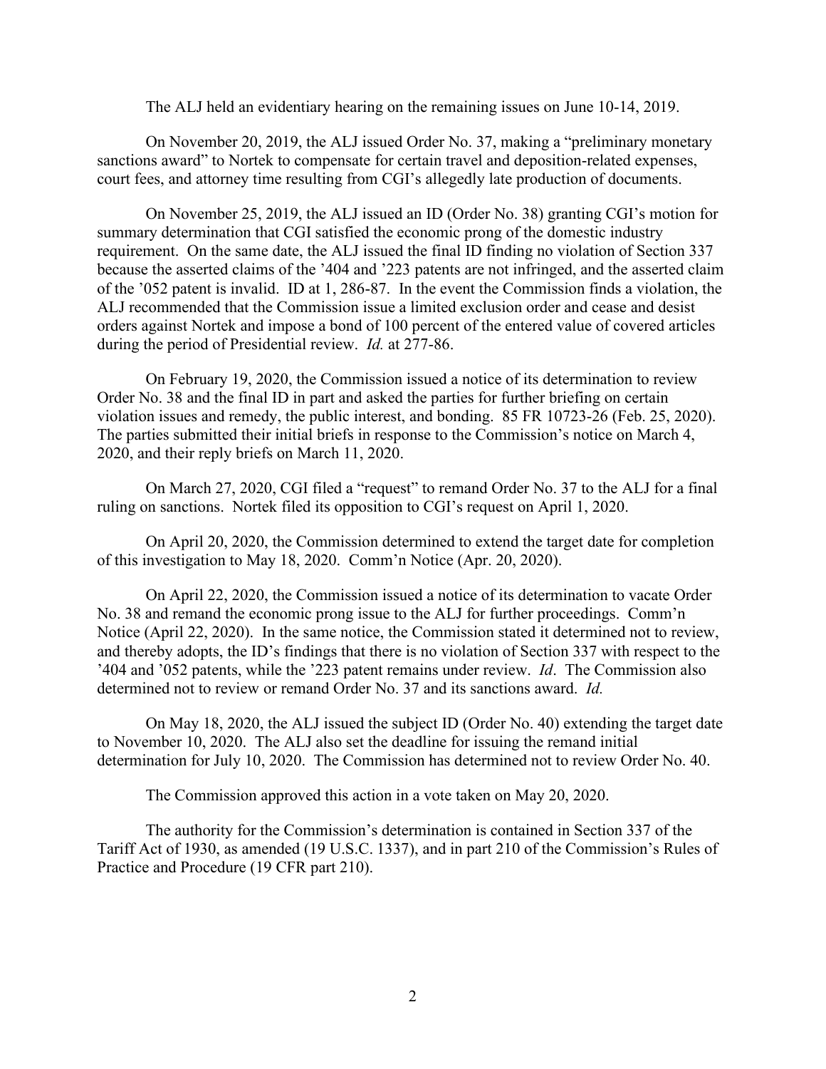The ALJ held an evidentiary hearing on the remaining issues on June 10-14, 2019.

On November 20, 2019, the ALJ issued Order No. 37, making a "preliminary monetary sanctions award" to Nortek to compensate for certain travel and deposition-related expenses, court fees, and attorney time resulting from CGI's allegedly late production of documents.

On November 25, 2019, the ALJ issued an ID (Order No. 38) granting CGI's motion for summary determination that CGI satisfied the economic prong of the domestic industry requirement. On the same date, the ALJ issued the final ID finding no violation of Section 337 because the asserted claims of the '404 and '223 patents are not infringed, and the asserted claim of the '052 patent is invalid. ID at 1, 286-87. In the event the Commission finds a violation, the ALJ recommended that the Commission issue a limited exclusion order and cease and desist orders against Nortek and impose a bond of 100 percent of the entered value of covered articles during the period of Presidential review. *Id.* at 277-86.

On February 19, 2020, the Commission issued a notice of its determination to review Order No. 38 and the final ID in part and asked the parties for further briefing on certain violation issues and remedy, the public interest, and bonding. 85 FR 10723-26 (Feb. 25, 2020). The parties submitted their initial briefs in response to the Commission's notice on March 4, 2020, and their reply briefs on March 11, 2020.

On March 27, 2020, CGI filed a "request" to remand Order No. 37 to the ALJ for a final ruling on sanctions. Nortek filed its opposition to CGI's request on April 1, 2020.

On April 20, 2020, the Commission determined to extend the target date for completion of this investigation to May 18, 2020. Comm'n Notice (Apr. 20, 2020).

On April 22, 2020, the Commission issued a notice of its determination to vacate Order No. 38 and remand the economic prong issue to the ALJ for further proceedings. Comm'n Notice (April 22, 2020). In the same notice, the Commission stated it determined not to review, and thereby adopts, the ID's findings that there is no violation of Section 337 with respect to the '404 and '052 patents, while the '223 patent remains under review. *Id*. The Commission also determined not to review or remand Order No. 37 and its sanctions award. *Id.*

On May 18, 2020, the ALJ issued the subject ID (Order No. 40) extending the target date to November 10, 2020. The ALJ also set the deadline for issuing the remand initial determination for July 10, 2020. The Commission has determined not to review Order No. 40.

The Commission approved this action in a vote taken on May 20, 2020.

The authority for the Commission's determination is contained in Section 337 of the Tariff Act of 1930, as amended (19 U.S.C. 1337), and in part 210 of the Commission's Rules of Practice and Procedure (19 CFR part 210).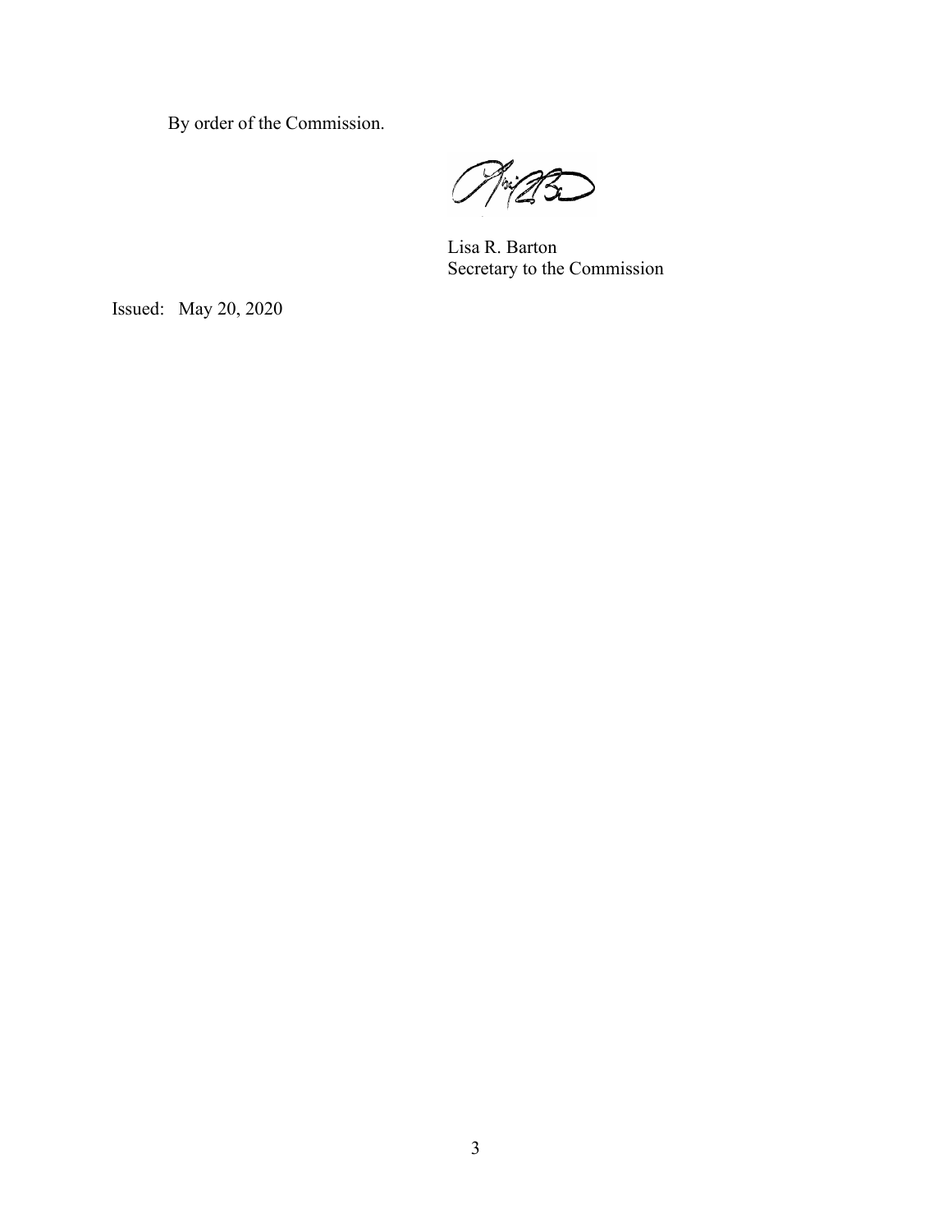By order of the Commission.

Lisa R. Barton
Secretary to the Commission

Issued: May 20, 2020